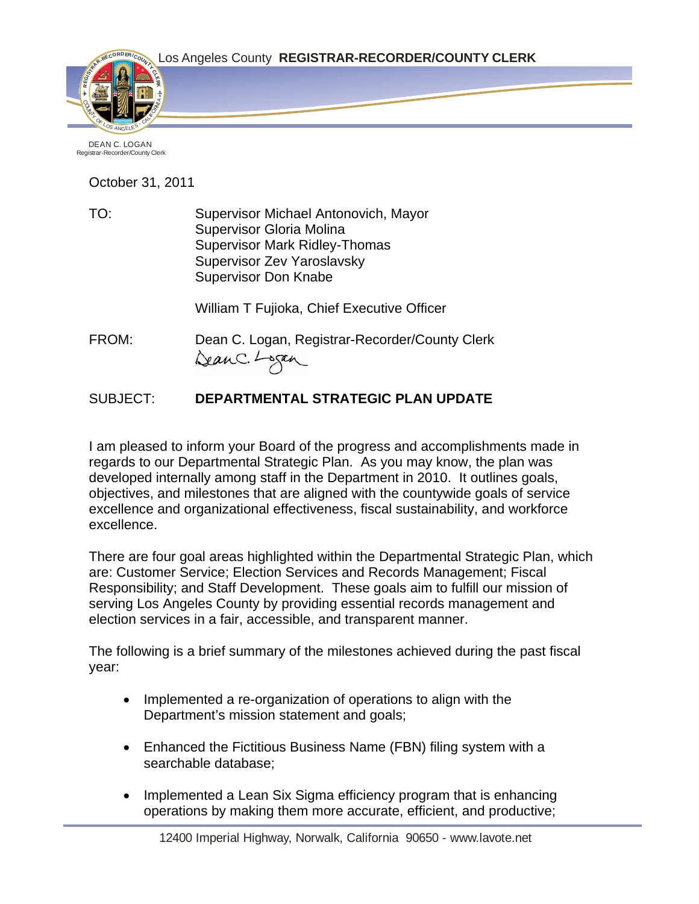Los Angeles County **REGISTRAR-RECORDER/COUNTY CLERK**

DEAN C. LOGAN
Registrar-Recorder/County Clerk

October 31, 2011

TO: Supervisor Michael Antonovich, Mayor
Supervisor Gloria Molina
Supervisor Mark Ridley-Thomas
Supervisor Zev Yaroslavsky
Supervisor Don Knabe

William T Fujioka, Chief Executive Officer

FROM: Dean C. Logan, Registrar-Recorder/County Clerk

SUBJECT: **DEPARTMENTAL STRATEGIC PLAN UPDATE**

I am pleased to inform your Board of the progress and accomplishments made in regards to our Departmental Strategic Plan. As you may know, the plan was developed internally among staff in the Department in 2010. It outlines goals, objectives, and milestones that are aligned with the countywide goals of service excellence and organizational effectiveness, fiscal sustainability, and workforce excellence.

There are four goal areas highlighted within the Departmental Strategic Plan, which are: Customer Service; Election Services and Records Management; Fiscal Responsibility; and Staff Development. These goals aim to fulfill our mission of serving Los Angeles County by providing essential records management and election services in a fair, accessible, and transparent manner.

The following is a brief summary of the milestones achieved during the past fiscal year:

- Implemented a re-organization of operations to align with the Department's mission statement and goals;
- Enhanced the Fictitious Business Name (FBN) filing system with a searchable database;
- Implemented a Lean Six Sigma efficiency program that is enhancing operations by making them more accurate, efficient, and productive;

12400 Imperial Highway, Norwalk, California 90650 - www.lavote.net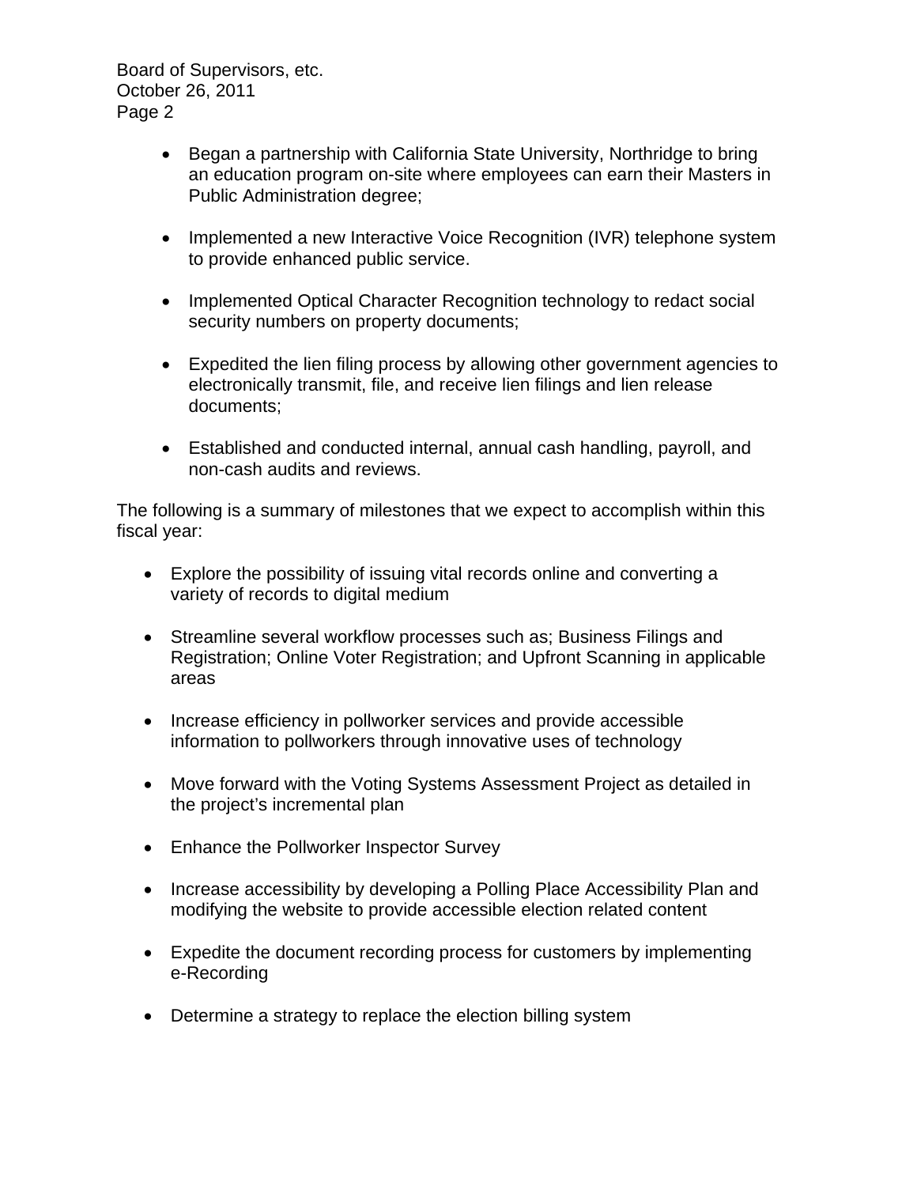- Began a partnership with California State University, Northridge to bring an education program on-site where employees can earn their Masters in Public Administration degree;

- Implemented a new Interactive Voice Recognition (IVR) telephone system to provide enhanced public service.

- Implemented Optical Character Recognition technology to redact social security numbers on property documents;

- Expedited the lien filing process by allowing other government agencies to electronically transmit, file, and receive lien filings and lien release documents;

- Established and conducted internal, annual cash handling, payroll, and non-cash audits and reviews.

The following is a summary of milestones that we expect to accomplish within this fiscal year:

- Explore the possibility of issuing vital records online and converting a variety of records to digital medium

- Streamline several workflow processes such as; Business Filings and Registration; Online Voter Registration; and Upfront Scanning in applicable areas

- Increase efficiency in pollworker services and provide accessible information to pollworkers through innovative uses of technology

- Move forward with the Voting Systems Assessment Project as detailed in the project's incremental plan

- Enhance the Pollworker Inspector Survey

- Increase accessibility by developing a Polling Place Accessibility Plan and modifying the website to provide accessible election related content

- Expedite the document recording process for customers by implementing e-Recording

- Determine a strategy to replace the election billing system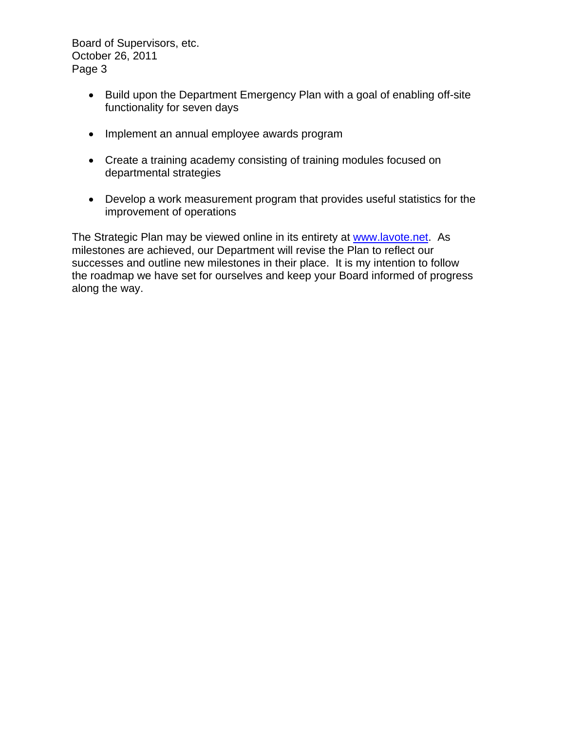- Build upon the Department Emergency Plan with a goal of enabling off-site functionality for seven days

- Implement an annual employee awards program

- Create a training academy consisting of training modules focused on departmental strategies

- Develop a work measurement program that provides useful statistics for the improvement of operations

The Strategic Plan may be viewed online in its entirety at www.lavote.net. As milestones are achieved, our Department will revise the Plan to reflect our successes and outline new milestones in their place. It is my intention to follow the roadmap we have set for ourselves and keep your Board informed of progress along the way.